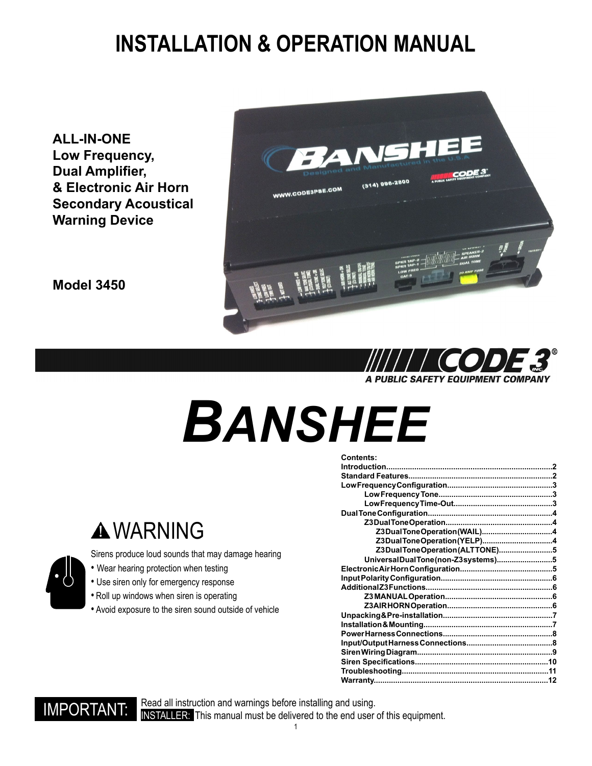# INSTALLATION & OPERATION MANUAL

**ALL-IN-ONE**
**Low Frequency,**
**Dual Amplifier,**
**& Electronic Air Horn**
**Secondary Acoustical**
**Warning Device**

**Model 3450**

CODE 3®
*A PUBLIC SAFETY EQUIPMENT COMPANY*

# BANSHEE

## ⚠ WARNING

Sirens produce loud sounds that may damage hearing

- Wear hearing protection when testing
- Use siren only for emergency response
- Roll up windows when siren is operating
- Avoid exposure to the siren sound outside of vehicle

**Contents:**

- Introduction....................2
- Standard Features....................2
- Low Frequency Configuration....................3
  - Low Frequency Tone....................3
  - Low Frequency Time-Out....................3
- Dual Tone Configuration....................4
  - Z3 Dual Tone Operation....................4
    - Z3 Dual Tone Operation (WAIL)....................4
    - Z3 Dual Tone Operation (YELP)....................4
    - Z3 Dual Tone Operation (ALT TONE)....................5
  - Universal Dual Tone (non-Z3 systems)....................5
- Electronic Air Horn Configuration....................5
- Input Polarity Configuration....................6
- Additional Z3 Functions....................6
  - Z3 MANUAL Operation....................6
  - Z3 AIRHORN Operation....................6
- Unpacking & Pre-installation....................7
- Installation & Mounting....................7
- Power Harness Connections....................8
- Input/Output Harness Connections....................8
- Siren Wiring Diagram....................9
- Siren Specifications....................10
- Troubleshooting....................11
- Warranty....................12

**IMPORTANT:** Read all instruction and warnings before installing and using.
**INSTALLER:** This manual must be delivered to the end user of this equipment.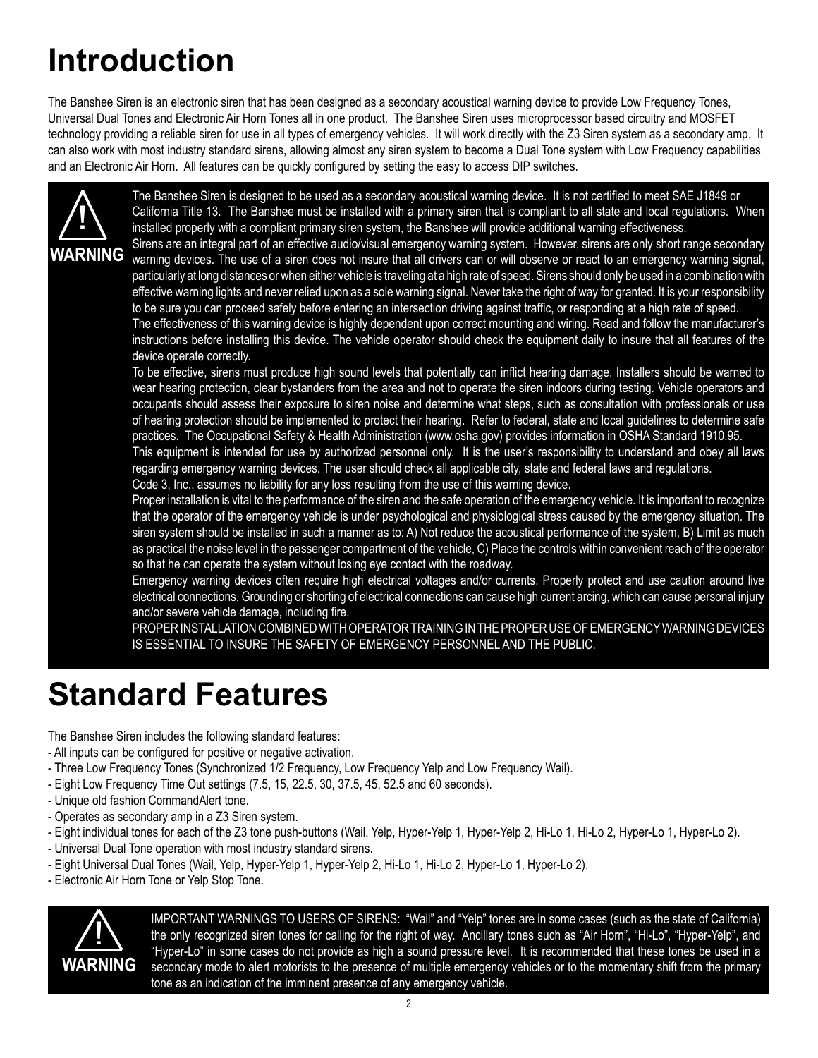# Introduction

The Banshee Siren is an electronic siren that has been designed as a secondary acoustical warning device to provide Low Frequency Tones, Universal Dual Tones and Electronic Air Horn Tones all in one product. The Banshee Siren uses microprocessor based circuitry and MOSFET technology providing a reliable siren for use in all types of emergency vehicles. It will work directly with the Z3 Siren system as a secondary amp. It can also work with most industry standard sirens, allowing almost any siren system to become a Dual Tone system with Low Frequency capabilities and an Electronic Air Horn. All features can be quickly configured by setting the easy to access DIP switches.

**! WARNING**

The Banshee Siren is designed to be used as a secondary acoustical warning device. It is not certified to meet SAE J1849 or California Title 13. The Banshee must be installed with a primary siren that is compliant to all state and local regulations. When installed properly with a compliant primary siren system, the Banshee will provide additional warning effectiveness.

Sirens are an integral part of an effective audio/visual emergency warning system. However, sirens are only short range secondary warning devices. The use of a siren does not insure that all drivers can or will observe or react to an emergency warning signal, particularly at long distances or when either vehicle is traveling at a high rate of speed. Sirens should only be used in a combination with effective warning lights and never relied upon as a sole warning signal. Never take the right of way for granted. It is your responsibility to be sure you can proceed safely before entering an intersection driving against traffic, or responding at a high rate of speed.

The effectiveness of this warning device is highly dependent upon correct mounting and wiring. Read and follow the manufacturer's instructions before installing this device. The vehicle operator should check the equipment daily to insure that all features of the device operate correctly.

To be effective, sirens must produce high sound levels that potentially can inflict hearing damage. Installers should be warned to wear hearing protection, clear bystanders from the area and not to operate the siren indoors during testing. Vehicle operators and occupants should assess their exposure to siren noise and determine what steps, such as consultation with professionals or use of hearing protection should be implemented to protect their hearing. Refer to federal, state and local guidelines to determine safe practices. The Occupational Safety & Health Administration (www.osha.gov) provides information in OSHA Standard 1910.95.

This equipment is intended for use by authorized personnel only. It is the user's responsibility to understand and obey all laws regarding emergency warning devices. The user should check all applicable city, state and federal laws and regulations.

Code 3, Inc., assumes no liability for any loss resulting from the use of this warning device.

Proper installation is vital to the performance of the siren and the safe operation of the emergency vehicle. It is important to recognize that the operator of the emergency vehicle is under psychological and physiological stress caused by the emergency situation. The siren system should be installed in such a manner as to: A) Not reduce the acoustical performance of the system, B) Limit as much as practical the noise level in the passenger compartment of the vehicle, C) Place the controls within convenient reach of the operator so that he can operate the system without losing eye contact with the roadway.

Emergency warning devices often require high electrical voltages and/or currents. Properly protect and use caution around live electrical connections. Grounding or shorting of electrical connections can cause high current arcing, which can cause personal injury and/or severe vehicle damage, including fire.

PROPER INSTALLATION COMBINED WITH OPERATOR TRAINING IN THE PROPER USE OF EMERGENCY WARNING DEVICES IS ESSENTIAL TO INSURE THE SAFETY OF EMERGENCY PERSONNEL AND THE PUBLIC.

# Standard Features

The Banshee Siren includes the following standard features:

- All inputs can be configured for positive or negative activation.
- Three Low Frequency Tones (Synchronized 1/2 Frequency, Low Frequency Yelp and Low Frequency Wail).
- Eight Low Frequency Time Out settings (7.5, 15, 22.5, 30, 37.5, 45, 52.5 and 60 seconds).
- Unique old fashion CommandAlert tone.
- Operates as secondary amp in a Z3 Siren system.
- Eight individual tones for each of the Z3 tone push-buttons (Wail, Yelp, Hyper-Yelp 1, Hyper-Yelp 2, Hi-Lo 1, Hi-Lo 2, Hyper-Lo 1, Hyper-Lo 2).
- Universal Dual Tone operation with most industry standard sirens.
- Eight Universal Dual Tones (Wail, Yelp, Hyper-Yelp 1, Hyper-Yelp 2, Hi-Lo 1, Hi-Lo 2, Hyper-Lo 1, Hyper-Lo 2).
- Electronic Air Horn Tone or Yelp Stop Tone.

**! WARNING**

IMPORTANT WARNINGS TO USERS OF SIRENS: "Wail" and "Yelp" tones are in some cases (such as the state of California) the only recognized siren tones for calling for the right of way. Ancillary tones such as "Air Horn", "Hi-Lo", "Hyper-Yelp", and "Hyper-Lo" in some cases do not provide as high a sound pressure level. It is recommended that these tones be used in a secondary mode to alert motorists to the presence of multiple emergency vehicles or to the momentary shift from the primary tone as an indication of the imminent presence of any emergency vehicle.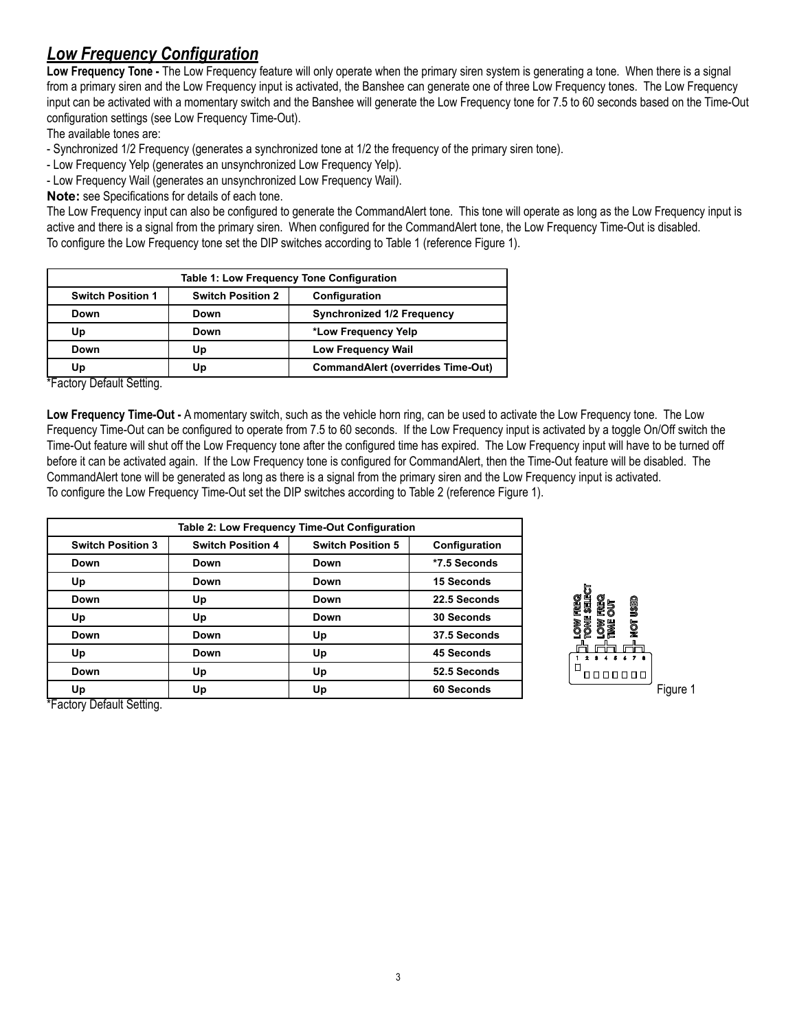## *Low Frequency Configuration*

**Low Frequency Tone -** The Low Frequency feature will only operate when the primary siren system is generating a tone. When there is a signal from a primary siren and the Low Frequency input is activated, the Banshee can generate one of three Low Frequency tones. The Low Frequency input can be activated with a momentary switch and the Banshee will generate the Low Frequency tone for 7.5 to 60 seconds based on the Time-Out configuration settings (see Low Frequency Time-Out).

The available tones are:

- Synchronized 1/2 Frequency (generates a synchronized tone at 1/2 the frequency of the primary siren tone).
- Low Frequency Yelp (generates an unsynchronized Low Frequency Yelp).
- Low Frequency Wail (generates an unsynchronized Low Frequency Wail).

**Note:** see Specifications for details of each tone.

The Low Frequency input can also be configured to generate the CommandAlert tone. This tone will operate as long as the Low Frequency input is active and there is a signal from the primary siren. When configured for the CommandAlert tone, the Low Frequency Time-Out is disabled.

To configure the Low Frequency tone set the DIP switches according to Table 1 (reference Figure 1).

| Table 1: Low Frequency Tone Configuration | | |
|---|---|---|
| **Switch Position 1** | **Switch Position 2** | **Configuration** |
| Down | Down | Synchronized 1/2 Frequency |
| Up | Down | *Low Frequency Yelp |
| Down | Up | Low Frequency Wail |
| Up | Up | CommandAlert (overrides Time-Out) |

*Factory Default Setting.

**Low Frequency Time-Out -** A momentary switch, such as the vehicle horn ring, can be used to activate the Low Frequency tone. The Low Frequency Time-Out can be configured to operate from 7.5 to 60 seconds. If the Low Frequency input is activated by a toggle On/Off switch the Time-Out feature will shut off the Low Frequency tone after the configured time has expired. The Low Frequency input will have to be turned off before it can be activated again. If the Low Frequency tone is configured for CommandAlert, then the Time-Out feature will be disabled. The CommandAlert tone will be generated as long as there is a signal from the primary siren and the Low Frequency input is activated.

To configure the Low Frequency Time-Out set the DIP switches according to Table 2 (reference Figure 1).

| Table 2: Low Frequency Time-Out Configuration | | | |
|---|---|---|---|
| **Switch Position 3** | **Switch Position 4** | **Switch Position 5** | **Configuration** |
| Down | Down | Down | *7.5 Seconds |
| Up | Down | Down | 15 Seconds |
| Down | Up | Down | 22.5 Seconds |
| Up | Up | Down | 30 Seconds |
| Down | Down | Up | 37.5 Seconds |
| Up | Down | Up | 45 Seconds |
| Down | Up | Up | 52.5 Seconds |
| Up | Up | Up | 60 Seconds |

*Factory Default Setting.

LOW FREQ TONE SELECT | LOW FREQ TIME OUT | NOT USED

1 2 3 4 5 6 7 8

Figure 1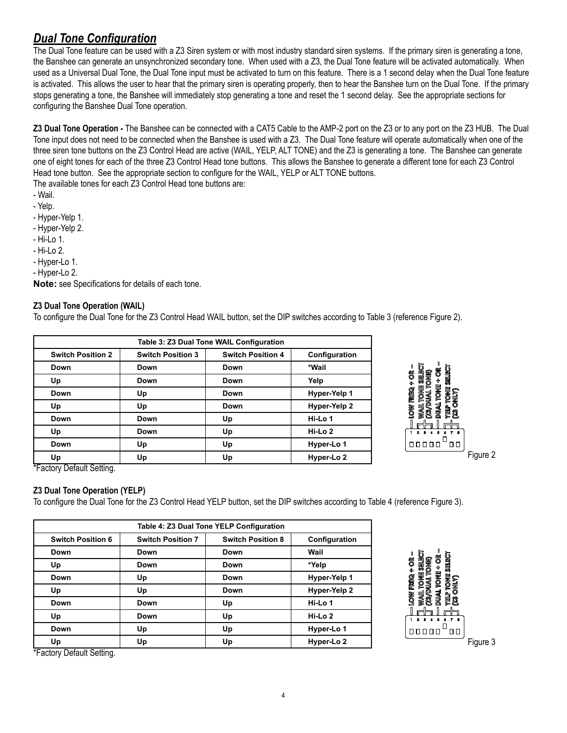## *Dual Tone Configuration*

The Dual Tone feature can be used with a Z3 Siren system or with most industry standard siren systems. If the primary siren is generating a tone, the Banshee can generate an unsynchronized secondary tone. When used with a Z3, the Dual Tone feature will be activated automatically. When used as a Universal Dual Tone, the Dual Tone input must be activated to turn on this feature. There is a 1 second delay when the Dual Tone feature is activated. This allows the user to hear that the primary siren is operating properly, then to hear the Banshee turn on the Dual Tone. If the primary stops generating a tone, the Banshee will immediately stop generating a tone and reset the 1 second delay. See the appropriate sections for configuring the Banshee Dual Tone operation.

**Z3 Dual Tone Operation -** The Banshee can be connected with a CAT5 Cable to the AMP-2 port on the Z3 or to any port on the Z3 HUB. The Dual Tone input does not need to be connected when the Banshee is used with a Z3. The Dual Tone feature will operate automatically when one of the three siren tone buttons on the Z3 Control Head are active (WAIL, YELP, ALT TONE) and the Z3 is generating a tone. The Banshee can generate one of eight tones for each of the three Z3 Control Head tone buttons. This allows the Banshee to generate a different tone for each Z3 Control Head tone button. See the appropriate section to configure for the WAIL, YELP or ALT TONE buttons.
The available tones for each Z3 Control Head tone buttons are:

- Wail.
- Yelp.
- Hyper-Yelp 1.
- Hyper-Yelp 2.
- Hi-Lo 1.
- Hi-Lo 2.
- Hyper-Lo 1.
- Hyper-Lo 2.

**Note:** see Specifications for details of each tone.

### Z3 Dual Tone Operation (WAIL)

To configure the Dual Tone for the Z3 Control Head WAIL button, set the DIP switches according to Table 3 (reference Figure 2).

| Table 3: Z3 Dual Tone WAIL Configuration | | | |
|---|---|---|---|
| **Switch Position 2** | **Switch Position 3** | **Switch Position 4** | **Configuration** |
| Down | Down | Down | *Wail |
| Up | Down | Down | Yelp |
| Down | Up | Down | Hyper-Yelp 1 |
| Up | Up | Down | Hyper-Yelp 2 |
| Down | Down | Up | Hi-Lo 1 |
| Up | Down | Up | Hi-Lo 2 |
| Down | Up | Up | Hyper-Lo 1 |
| Up | Up | Up | Hyper-Lo 2 |

*Factory Default Setting.

LOW FREQ + OR – / WAIL TONE SELECT (Z3/DUAL TONE) / DUAL TONE + OR – / YELP TONE SELECT (Z3 ONLY)

1 2 3 4 5 6 7 8

Figure 2

### Z3 Dual Tone Operation (YELP)

To configure the Dual Tone for the Z3 Control Head YELP button, set the DIP switches according to Table 4 (reference Figure 3).

| Table 4: Z3 Dual Tone YELP Configuration | | | |
|---|---|---|---|
| **Switch Position 6** | **Switch Position 7** | **Switch Position 8** | **Configuration** |
| Down | Down | Down | Wail |
| Up | Down | Down | *Yelp |
| Down | Up | Down | Hyper-Yelp 1 |
| Up | Up | Down | Hyper-Yelp 2 |
| Down | Down | Up | Hi-Lo 1 |
| Up | Down | Up | Hi-Lo 2 |
| Down | Up | Up | Hyper-Lo 1 |
| Up | Up | Up | Hyper-Lo 2 |

*Factory Default Setting.

LOW FREQ + OR – / WAIL TONE SELECT (Z3/DUAL TONE) / DUAL TONE + OR – / YELP TONE SELECT (Z3 ONLY)

1 2 3 4 5 6 7 8

Figure 3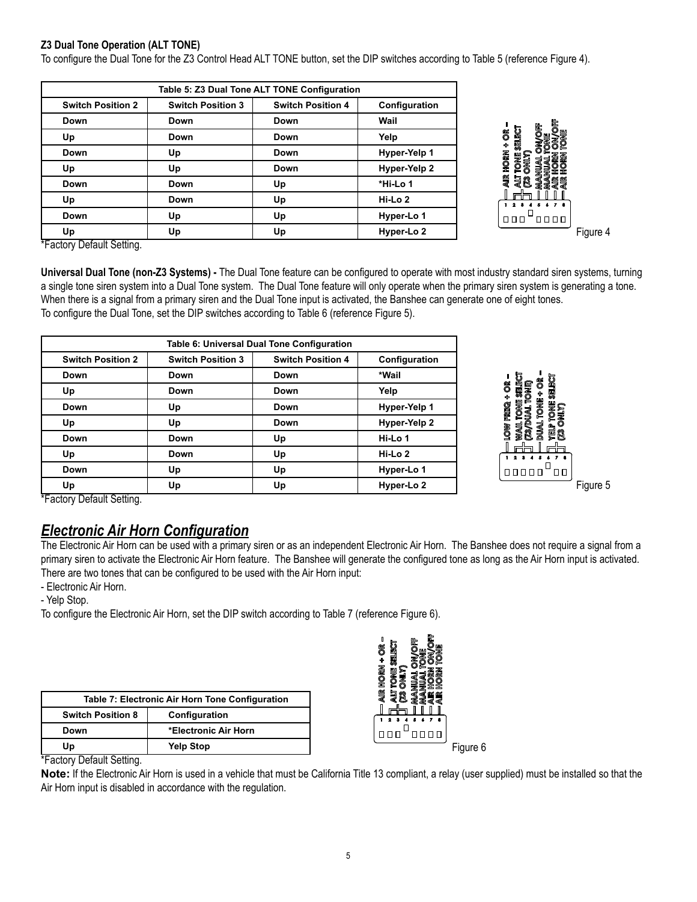**Z3 Dual Tone Operation (ALT TONE)**

To configure the Dual Tone for the Z3 Control Head ALT TONE button, set the DIP switches according to Table 5 (reference Figure 4).

| Table 5: Z3 Dual Tone ALT TONE Configuration | | | |
|---|---|---|---|
| **Switch Position 2** | **Switch Position 3** | **Switch Position 4** | **Configuration** |
| Down | Down | Down | Wail |
| Up | Down | Down | Yelp |
| Down | Up | Down | Hyper-Yelp 1 |
| Up | Up | Down | Hyper-Yelp 2 |
| Down | Down | Up | *Hi-Lo 1 |
| Up | Down | Up | Hi-Lo 2 |
| Down | Up | Up | Hyper-Lo 1 |
| Up | Up | Up | Hyper-Lo 2 |

*Factory Default Setting.

AIR HORN + OR –
ALT TONE SELECT (Z3 ONLY)
MANUAL ON/OFF
MANUAL TONE
AIR HORN ON/OFF
AIR HORN TONE
1 2 3 4 5 6 7 8

Figure 4

**Universal Dual Tone (non-Z3 Systems) -** The Dual Tone feature can be configured to operate with most industry standard siren systems, turning a single tone siren system into a Dual Tone system. The Dual Tone feature will only operate when the primary siren system is generating a tone. When there is a signal from a primary siren and the Dual Tone input is activated, the Banshee can generate one of eight tones.
To configure the Dual Tone, set the DIP switches according to Table 6 (reference Figure 5).

| Table 6: Universal Dual Tone Configuration | | | |
|---|---|---|---|
| **Switch Position 2** | **Switch Position 3** | **Switch Position 4** | **Configuration** |
| Down | Down | Down | *Wail |
| Up | Down | Down | Yelp |
| Down | Up | Down | Hyper-Yelp 1 |
| Up | Up | Down | Hyper-Yelp 2 |
| Down | Down | Up | Hi-Lo 1 |
| Up | Down | Up | Hi-Lo 2 |
| Down | Up | Up | Hyper-Lo 1 |
| Up | Up | Up | Hyper-Lo 2 |

*Factory Default Setting.

LOW FREQ + OR –
WAIL TONE SELECT (Z3/DUAL TONE)
DUAL TONE + OR –
YELP TONE SELECT (Z3 ONLY)
1 2 3 4 5 6 7 8

Figure 5

## *Electronic Air Horn Configuration*

The Electronic Air Horn can be used with a primary siren or as an independent Electronic Air Horn. The Banshee does not require a signal from a primary siren to activate the Electronic Air Horn feature. The Banshee will generate the configured tone as long as the Air Horn input is activated. There are two tones that can be configured to be used with the Air Horn input:

- Electronic Air Horn.
- Yelp Stop.

To configure the Electronic Air Horn, set the DIP switch according to Table 7 (reference Figure 6).

| Table 7: Electronic Air Horn Tone Configuration | |
|---|---|
| **Switch Position 8** | **Configuration** |
| Down | *Electronic Air Horn |
| Up | Yelp Stop |

*Factory Default Setting.

AIR HORN + OR –
ALT TONE SELECT (Z3 ONLY)
MANUAL ON/OFF
MANUAL TONE
AIR HORN ON/OFF
AIR HORN TONE
1 2 3 4 5 6 7 8

Figure 6

**Note:** If the Electronic Air Horn is used in a vehicle that must be California Title 13 compliant, a relay (user supplied) must be installed so that the Air Horn input is disabled in accordance with the regulation.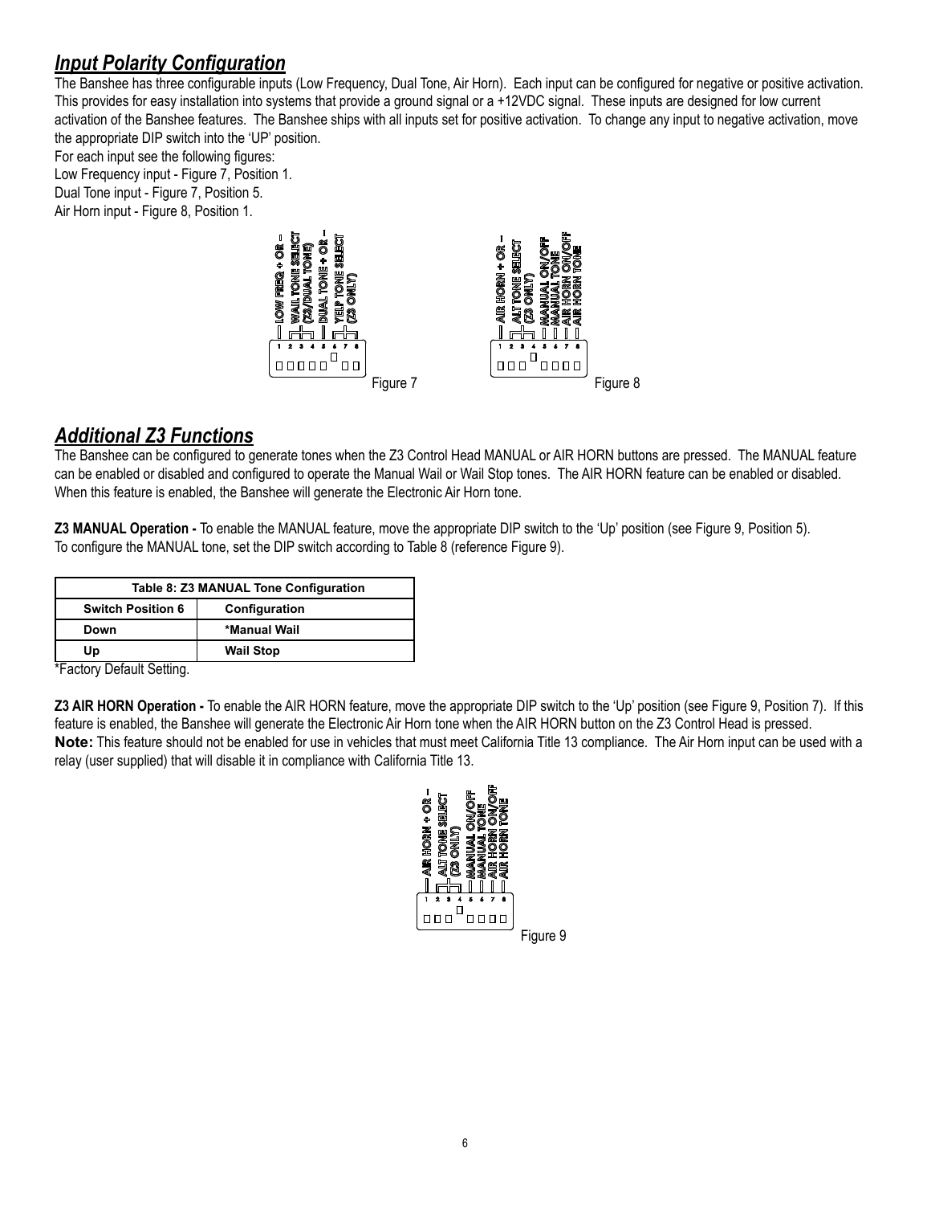## *Input Polarity Configuration*

The Banshee has three configurable inputs (Low Frequency, Dual Tone, Air Horn). Each input can be configured for negative or positive activation. This provides for easy installation into systems that provide a ground signal or a +12VDC signal. These inputs are designed for low current activation of the Banshee features. The Banshee ships with all inputs set for positive activation. To change any input to negative activation, move the appropriate DIP switch into the 'UP' position.

For each input see the following figures:

Low Frequency input - Figure 7, Position 1.

Dual Tone input - Figure 7, Position 5.

Air Horn input - Figure 8, Position 1.

Figure 7

Figure 8

## *Additional Z3 Functions*

The Banshee can be configured to generate tones when the Z3 Control Head MANUAL or AIR HORN buttons are pressed. The MANUAL feature can be enabled or disabled and configured to operate the Manual Wail or Wail Stop tones. The AIR HORN feature can be enabled or disabled. When this feature is enabled, the Banshee will generate the Electronic Air Horn tone.

**Z3 MANUAL Operation -** To enable the MANUAL feature, move the appropriate DIP switch to the 'Up' position (see Figure 9, Position 5). To configure the MANUAL tone, set the DIP switch according to Table 8 (reference Figure 9).

| Table 8: Z3 MANUAL Tone Configuration | |
|---|---|
| **Switch Position 6** | **Configuration** |
| **Down** | ***Manual Wail** |
| **Up** | **Wail Stop** |

*Factory Default Setting.

**Z3 AIR HORN Operation -** To enable the AIR HORN feature, move the appropriate DIP switch to the 'Up' position (see Figure 9, Position 7). If this feature is enabled, the Banshee will generate the Electronic Air Horn tone when the AIR HORN button on the Z3 Control Head is pressed.

**Note:** This feature should not be enabled for use in vehicles that must meet California Title 13 compliance. The Air Horn input can be used with a relay (user supplied) that will disable it in compliance with California Title 13.

Figure 9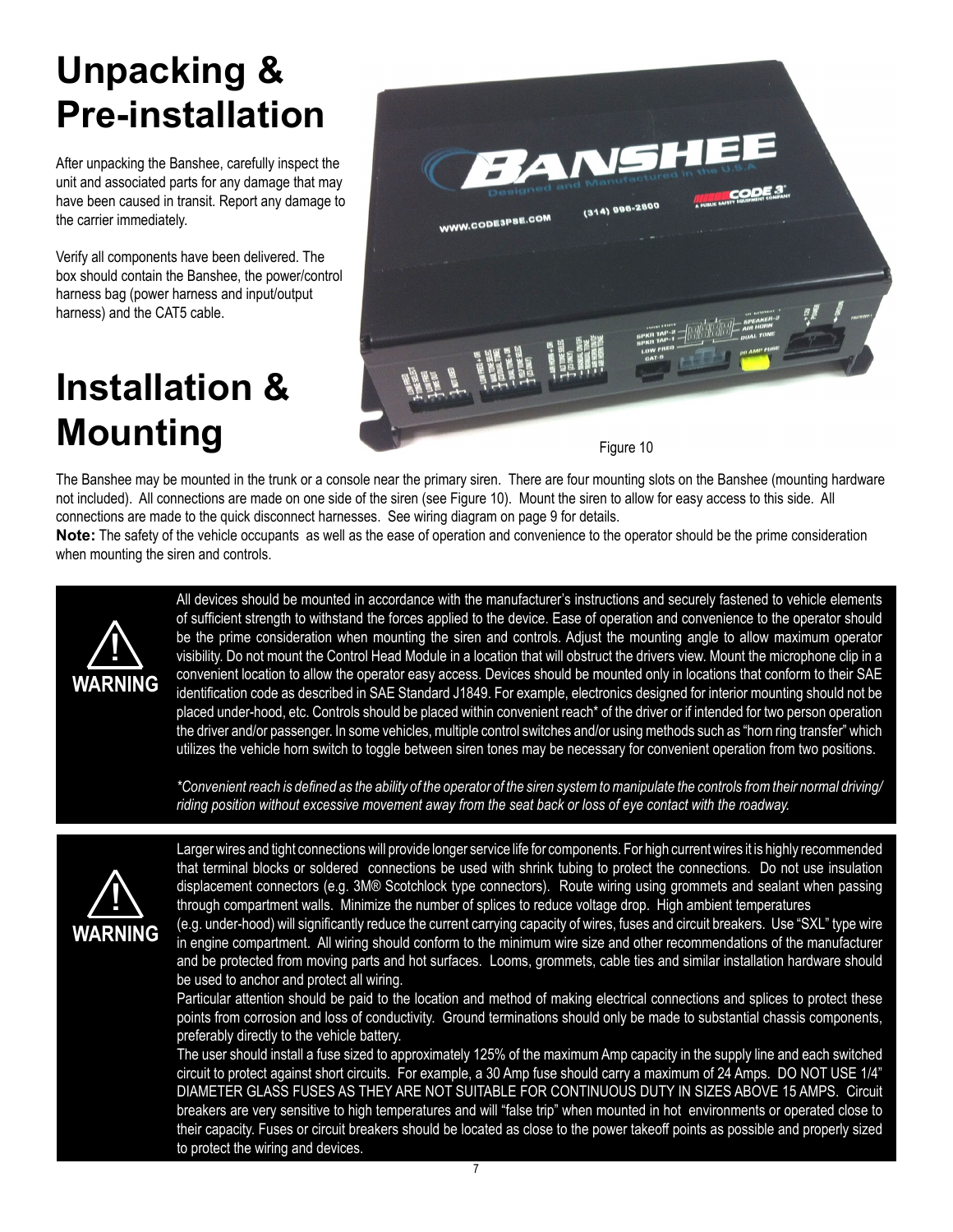# Unpacking & Pre-installation

After unpacking the Banshee, carefully inspect the unit and associated parts for any damage that may have been caused in transit. Report any damage to the carrier immediately.

Verify all components have been delivered. The box should contain the Banshee, the power/control harness bag (power harness and input/output harness) and the CAT5 cable.

# Installation & Mounting

Figure 10

The Banshee may be mounted in the trunk or a console near the primary siren. There are four mounting slots on the Banshee (mounting hardware not included). All connections are made on one side of the siren (see Figure 10). Mount the siren to allow for easy access to this side. All connections are made to the quick disconnect harnesses. See wiring diagram on page 9 for details.

**Note:** The safety of the vehicle occupants as well as the ease of operation and convenience to the operator should be the prime consideration when mounting the siren and controls.

**WARNING**

All devices should be mounted in accordance with the manufacturer's instructions and securely fastened to vehicle elements of sufficient strength to withstand the forces applied to the device. Ease of operation and convenience to the operator should be the prime consideration when mounting the siren and controls. Adjust the mounting angle to allow maximum operator visibility. Do not mount the Control Head Module in a location that will obstruct the drivers view. Mount the microphone clip in a convenient location to allow the operator easy access. Devices should be mounted only in locations that conform to their SAE identification code as described in SAE Standard J1849. For example, electronics designed for interior mounting should not be placed under-hood, etc. Controls should be placed within convenient reach* of the driver or if intended for two person operation the driver and/or passenger. In some vehicles, multiple control switches and/or using methods such as "horn ring transfer" which utilizes the vehicle horn switch to toggle between siren tones may be necessary for convenient operation from two positions.

*\*Convenient reach is defined as the ability of the operator of the siren system to manipulate the controls from their normal driving/riding position without excessive movement away from the seat back or loss of eye contact with the roadway.*

**WARNING**

Larger wires and tight connections will provide longer service life for components. For high current wires it is highly recommended that terminal blocks or soldered connections be used with shrink tubing to protect the connections. Do not use insulation displacement connectors (e.g. 3M® Scotchlock type connectors). Route wiring using grommets and sealant when passing through compartment walls. Minimize the number of splices to reduce voltage drop. High ambient temperatures (e.g. under-hood) will significantly reduce the current carrying capacity of wires, fuses and circuit breakers. Use "SXL" type wire in engine compartment. All wiring should conform to the minimum wire size and other recommendations of the manufacturer and be protected from moving parts and hot surfaces. Looms, grommets, cable ties and similar installation hardware should be used to anchor and protect all wiring.

Particular attention should be paid to the location and method of making electrical connections and splices to protect these points from corrosion and loss of conductivity. Ground terminations should only be made to substantial chassis components, preferably directly to the vehicle battery.

The user should install a fuse sized to approximately 125% of the maximum Amp capacity in the supply line and each switched circuit to protect against short circuits. For example, a 30 Amp fuse should carry a maximum of 24 Amps. DO NOT USE 1/4" DIAMETER GLASS FUSES AS THEY ARE NOT SUITABLE FOR CONTINUOUS DUTY IN SIZES ABOVE 15 AMPS. Circuit breakers are very sensitive to high temperatures and will "false trip" when mounted in hot environments or operated close to their capacity. Fuses or circuit breakers should be located as close to the power takeoff points as possible and properly sized to protect the wiring and devices.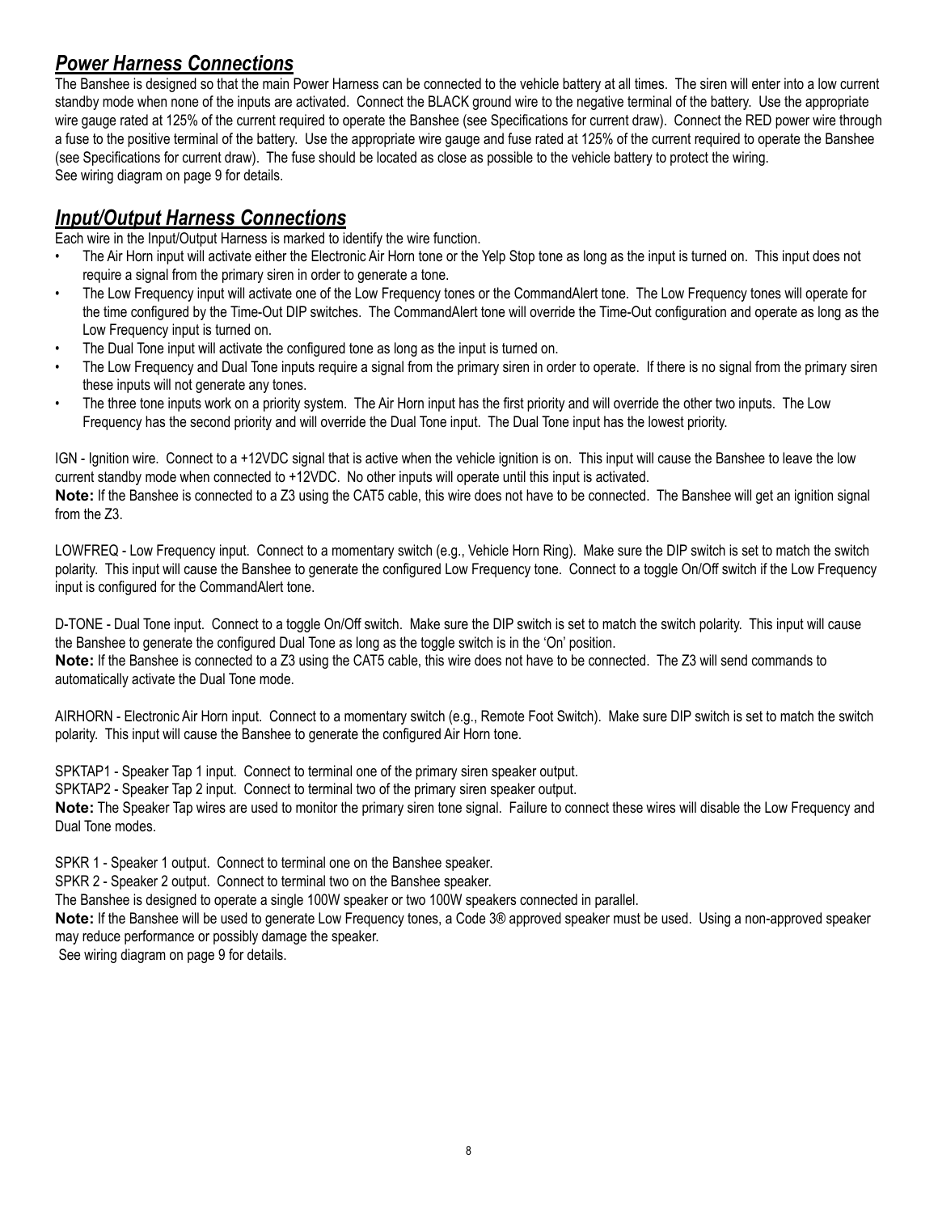## ***Power Harness Connections***

The Banshee is designed so that the main Power Harness can be connected to the vehicle battery at all times. The siren will enter into a low current standby mode when none of the inputs are activated. Connect the BLACK ground wire to the negative terminal of the battery. Use the appropriate wire gauge rated at 125% of the current required to operate the Banshee (see Specifications for current draw). Connect the RED power wire through a fuse to the positive terminal of the battery. Use the appropriate wire gauge and fuse rated at 125% of the current required to operate the Banshee (see Specifications for current draw). The fuse should be located as close as possible to the vehicle battery to protect the wiring.
See wiring diagram on page 9 for details.

## ***Input/Output Harness Connections***

Each wire in the Input/Output Harness is marked to identify the wire function.

- The Air Horn input will activate either the Electronic Air Horn tone or the Yelp Stop tone as long as the input is turned on. This input does not require a signal from the primary siren in order to generate a tone.
- The Low Frequency input will activate one of the Low Frequency tones or the CommandAlert tone. The Low Frequency tones will operate for the time configured by the Time-Out DIP switches. The CommandAlert tone will override the Time-Out configuration and operate as long as the Low Frequency input is turned on.
- The Dual Tone input will activate the configured tone as long as the input is turned on.
- The Low Frequency and Dual Tone inputs require a signal from the primary siren in order to operate. If there is no signal from the primary siren these inputs will not generate any tones.
- The three tone inputs work on a priority system. The Air Horn input has the first priority and will override the other two inputs. The Low Frequency has the second priority and will override the Dual Tone input. The Dual Tone input has the lowest priority.

IGN - Ignition wire. Connect to a +12VDC signal that is active when the vehicle ignition is on. This input will cause the Banshee to leave the low current standby mode when connected to +12VDC. No other inputs will operate until this input is activated.
**Note:** If the Banshee is connected to a Z3 using the CAT5 cable, this wire does not have to be connected. The Banshee will get an ignition signal from the Z3.

LOWFREQ - Low Frequency input. Connect to a momentary switch (e.g., Vehicle Horn Ring). Make sure the DIP switch is set to match the switch polarity. This input will cause the Banshee to generate the configured Low Frequency tone. Connect to a toggle On/Off switch if the Low Frequency input is configured for the CommandAlert tone.

D-TONE - Dual Tone input. Connect to a toggle On/Off switch. Make sure the DIP switch is set to match the switch polarity. This input will cause the Banshee to generate the configured Dual Tone as long as the toggle switch is in the 'On' position.
**Note:** If the Banshee is connected to a Z3 using the CAT5 cable, this wire does not have to be connected. The Z3 will send commands to automatically activate the Dual Tone mode.

AIRHORN - Electronic Air Horn input. Connect to a momentary switch (e.g., Remote Foot Switch). Make sure DIP switch is set to match the switch polarity. This input will cause the Banshee to generate the configured Air Horn tone.

SPKTAP1 - Speaker Tap 1 input. Connect to terminal one of the primary siren speaker output.
SPKTAP2 - Speaker Tap 2 input. Connect to terminal two of the primary siren speaker output.
**Note:** The Speaker Tap wires are used to monitor the primary siren tone signal. Failure to connect these wires will disable the Low Frequency and Dual Tone modes.

SPKR 1 - Speaker 1 output. Connect to terminal one on the Banshee speaker.
SPKR 2 - Speaker 2 output. Connect to terminal two on the Banshee speaker.
The Banshee is designed to operate a single 100W speaker or two 100W speakers connected in parallel.
**Note:** If the Banshee will be used to generate Low Frequency tones, a Code 3® approved speaker must be used. Using a non-approved speaker may reduce performance or possibly damage the speaker.
See wiring diagram on page 9 for details.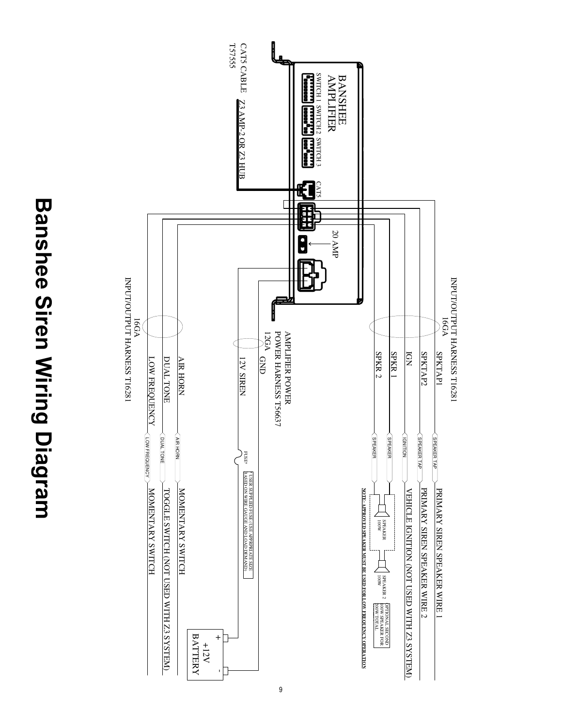# Banshee Siren Wiring Diagram

BANSHEE AMPLIFIER

SWITCH 1 SWITCH 2 SWITCH 3

CAT5

20 AMP

CAT5 CABLE T57555 — Z3 AMP-2 OR Z3 HUB

INPUT/OUTPUT HARNESS T16281 16GA

- SPKTAP1 — SPEAKER TAP — PRIMARY SIREN SPEAKER WIRE 1
- SPKTAP2 — SPEAKER TAP — PRIMARY SIREN SPEAKER WIRE 2
- IGN — IGNITION — VEHICLE IGNITION (NOT USED WITH Z3 SYSTEM)
- SPKR 1 — SPEAKER
- SPKR 2 — SPEAKER

SPEAKER 100W

SPEAKER 2 100W

OPTIONAL SECOND 100W SPEAKER FOR 200W TOTAL

NOTE: APPROVED SPEAKER MUST BE USED FOR LOW FREQUENCY OPERATION

AMPLIFIER POWER
POWER HARNESS T56637
12GA

- GND — BATTERY −
- 12V SIREN — FUSE* — BATTERY +

+12V BATTERY

*USER SUPPLIED FUSE. USE APPROPRIATE SIZE BASED ON WIRE GAUGE AND LOAD DEMAND.

INPUT/OUTPUT HARNESS T16281
16GA

- AIR HORN — AIR HORN — MOMENTARY SWITCH
- DUAL TONE — DUAL TONE — TOGGLE SWITCH (NOT USED WITH Z3 SYSTEM)
- LOW FREQUENCY — LOW FREQUENCY — MOMENTARY SWITCH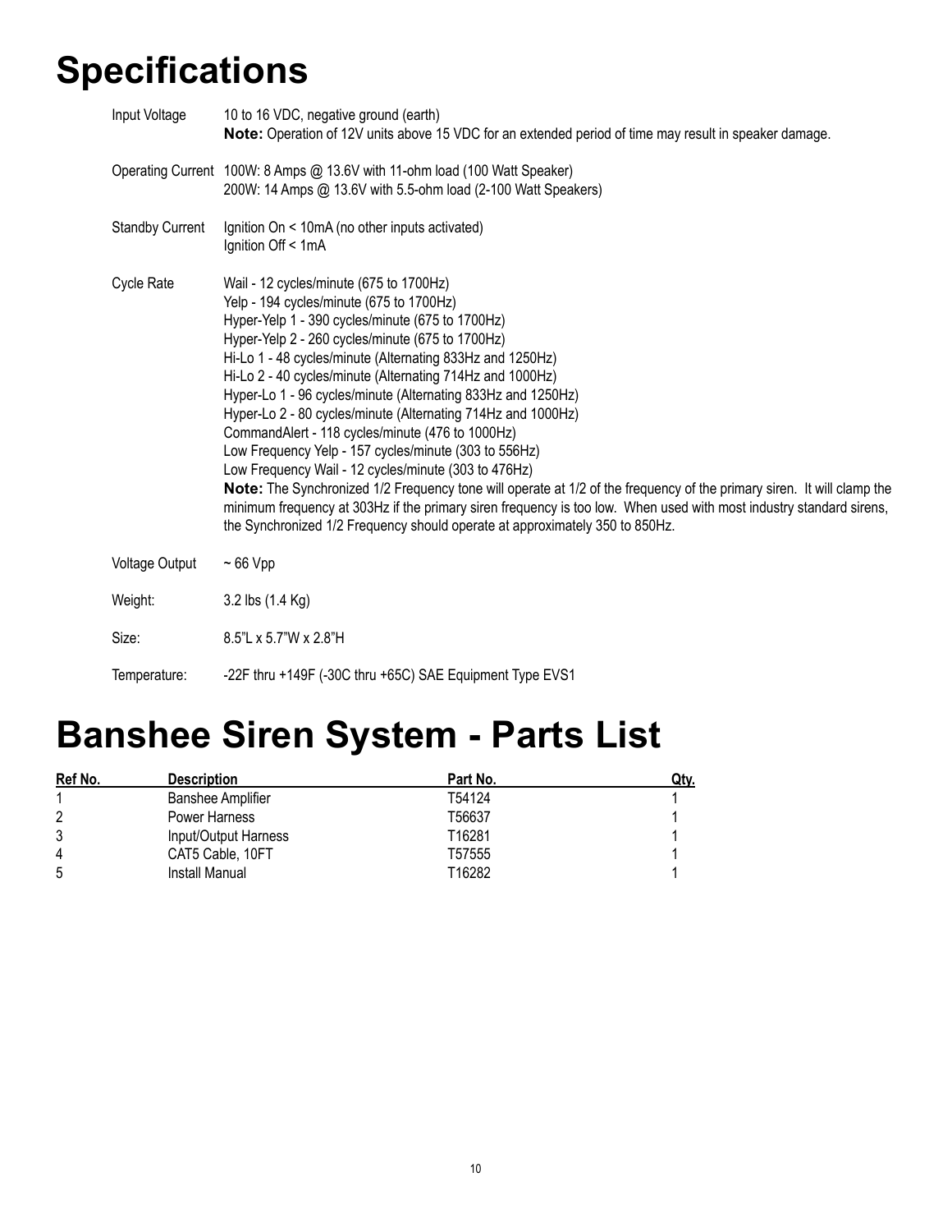# Specifications

| | |
|---|---|
| Input Voltage | 10 to 16 VDC, negative ground (earth)<br>**Note:** Operation of 12V units above 15 VDC for an extended period of time may result in speaker damage. |
| Operating Current | 100W: 8 Amps @ 13.6V with 11-ohm load (100 Watt Speaker)<br>200W: 14 Amps @ 13.6V with 5.5-ohm load (2-100 Watt Speakers) |
| Standby Current | Ignition On < 10mA (no other inputs activated)<br>Ignition Off < 1mA |
| Cycle Rate | Wail - 12 cycles/minute (675 to 1700Hz)<br>Yelp - 194 cycles/minute (675 to 1700Hz)<br>Hyper-Yelp 1 - 390 cycles/minute (675 to 1700Hz)<br>Hyper-Yelp 2 - 260 cycles/minute (675 to 1700Hz)<br>Hi-Lo 1 - 48 cycles/minute (Alternating 833Hz and 1250Hz)<br>Hi-Lo 2 - 40 cycles/minute (Alternating 714Hz and 1000Hz)<br>Hyper-Lo 1 - 96 cycles/minute (Alternating 833Hz and 1250Hz)<br>Hyper-Lo 2 - 80 cycles/minute (Alternating 714Hz and 1000Hz)<br>CommandAlert - 118 cycles/minute (476 to 1000Hz)<br>Low Frequency Yelp - 157 cycles/minute (303 to 556Hz)<br>Low Frequency Wail - 12 cycles/minute (303 to 476Hz)<br>**Note:** The Synchronized 1/2 Frequency tone will operate at 1/2 of the frequency of the primary siren. It will clamp the minimum frequency at 303Hz if the primary siren frequency is too low. When used with most industry standard sirens, the Synchronized 1/2 Frequency should operate at approximately 350 to 850Hz. |
| Voltage Output | ~ 66 Vpp |
| Weight: | 3.2 lbs (1.4 Kg) |
| Size: | 8.5"L x 5.7"W x 2.8"H |
| Temperature: | -22F thru +149F (-30C thru +65C) SAE Equipment Type EVS1 |

# Banshee Siren System - Parts List

| Ref No. | Description | Part No. | Qty. |
|---|---|---|---|
| 1 | Banshee Amplifier | T54124 | 1 |
| 2 | Power Harness | T56637 | 1 |
| 3 | Input/Output Harness | T16281 | 1 |
| 4 | CAT5 Cable, 10FT | T57555 | 1 |
| 5 | Install Manual | T16282 | 1 |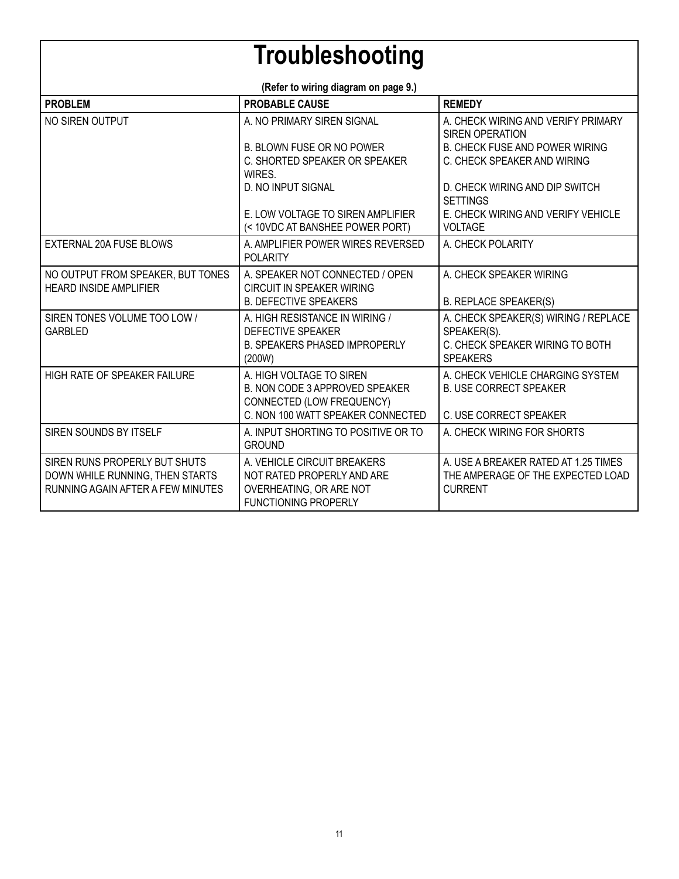# Troubleshooting

**(Refer to wiring diagram on page 9.)**

| PROBLEM | PROBABLE CAUSE | REMEDY |
|---|---|---|
| NO SIREN OUTPUT | A. NO PRIMARY SIREN SIGNAL<br>B. BLOWN FUSE OR NO POWER<br>C. SHORTED SPEAKER OR SPEAKER WIRES.<br>D. NO INPUT SIGNAL<br>E. LOW VOLTAGE TO SIREN AMPLIFIER (< 10VDC AT BANSHEE POWER PORT) | A. CHECK WIRING AND VERIFY PRIMARY SIREN OPERATION<br>B. CHECK FUSE AND POWER WIRING<br>C. CHECK SPEAKER AND WIRING<br>D. CHECK WIRING AND DIP SWITCH SETTINGS<br>E. CHECK WIRING AND VERIFY VEHICLE VOLTAGE |
| EXTERNAL 20A FUSE BLOWS | A. AMPLIFIER POWER WIRES REVERSED POLARITY | A. CHECK POLARITY |
| NO OUTPUT FROM SPEAKER, BUT TONES HEARD INSIDE AMPLIFIER | A. SPEAKER NOT CONNECTED / OPEN CIRCUIT IN SPEAKER WIRING<br>B. DEFECTIVE SPEAKERS | A. CHECK SPEAKER WIRING<br>B. REPLACE SPEAKER(S) |
| SIREN TONES VOLUME TOO LOW / GARBLED | A. HIGH RESISTANCE IN WIRING / DEFECTIVE SPEAKER<br>B. SPEAKERS PHASED IMPROPERLY (200W) | A. CHECK SPEAKER(S) WIRING / REPLACE SPEAKER(S).<br>C. CHECK SPEAKER WIRING TO BOTH SPEAKERS |
| HIGH RATE OF SPEAKER FAILURE | A. HIGH VOLTAGE TO SIREN<br>B. NON CODE 3 APPROVED SPEAKER CONNECTED (LOW FREQUENCY)<br>C. NON 100 WATT SPEAKER CONNECTED | A. CHECK VEHICLE CHARGING SYSTEM<br>B. USE CORRECT SPEAKER<br>C. USE CORRECT SPEAKER |
| SIREN SOUNDS BY ITSELF | A. INPUT SHORTING TO POSITIVE OR TO GROUND | A. CHECK WIRING FOR SHORTS |
| SIREN RUNS PROPERLY BUT SHUTS DOWN WHILE RUNNING, THEN STARTS RUNNING AGAIN AFTER A FEW MINUTES | A. VEHICLE CIRCUIT BREAKERS NOT RATED PROPERLY AND ARE OVERHEATING, OR ARE NOT FUNCTIONING PROPERLY | A. USE A BREAKER RATED AT 1.25 TIMES THE AMPERAGE OF THE EXPECTED LOAD CURRENT |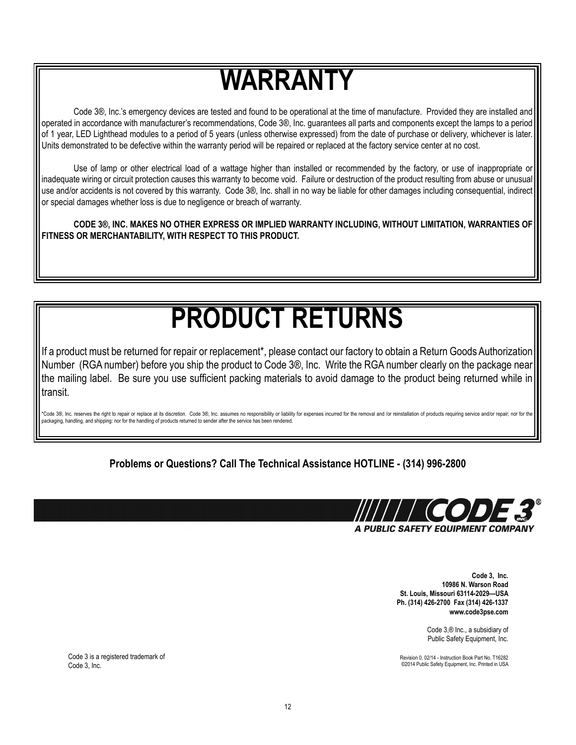# WARRANTY

Code 3®, Inc.'s emergency devices are tested and found to be operational at the time of manufacture. Provided they are installed and operated in accordance with manufacturer's recommendations, Code 3®, Inc. guarantees all parts and components except the lamps to a period of 1 year, LED Lighthead modules to a period of 5 years (unless otherwise expressed) from the date of purchase or delivery, whichever is later. Units demonstrated to be defective within the warranty period will be repaired or replaced at the factory service center at no cost.

Use of lamp or other electrical load of a wattage higher than installed or recommended by the factory, or use of inappropriate or inadequate wiring or circuit protection causes this warranty to become void. Failure or destruction of the product resulting from abuse or unusual use and/or accidents is not covered by this warranty. Code 3®, Inc. shall in no way be liable for other damages including consequential, indirect or special damages whether loss is due to negligence or breach of warranty.

**CODE 3®, INC. MAKES NO OTHER EXPRESS OR IMPLIED WARRANTY INCLUDING, WITHOUT LIMITATION, WARRANTIES OF FITNESS OR MERCHANTABILITY, WITH RESPECT TO THIS PRODUCT.**

# PRODUCT RETURNS

If a product must be returned for repair or replacement*, please contact our factory to obtain a Return Goods Authorization Number (RGA number) before you ship the product to Code 3®, Inc. Write the RGA number clearly on the package near the mailing label. Be sure you use sufficient packing materials to avoid damage to the product being returned while in transit.

*Code 3®, Inc. reserves the right to repair or replace at its discretion. Code 3®, Inc. assumes no responsibility or liability for expenses incurred for the removal and /or reinstallation of products requiring service and/or repair; nor for the packaging, handling, and shipping: nor for the handling of products returned to sender after the service has been rendered.

**Problems or Questions? Call The Technical Assistance HOTLINE - (314) 996-2800**

CODE 3® INC.
A PUBLIC SAFETY EQUIPMENT COMPANY

**Code 3, Inc.**
**10986 N. Warson Road**
**St. Louis, Missouri 63114-2029—USA**
**Ph. (314) 426-2700 Fax (314) 426-1337**
**www.code3pse.com**

Code 3,® Inc., a subsidiary of
Public Safety Equipment, Inc.

Code 3 is a registered trademark of
Code 3, Inc.

Revision 0, 02/14 - Instruction Book Part No. T16282
©2014 Public Safety Equipment, Inc. Printed in USA